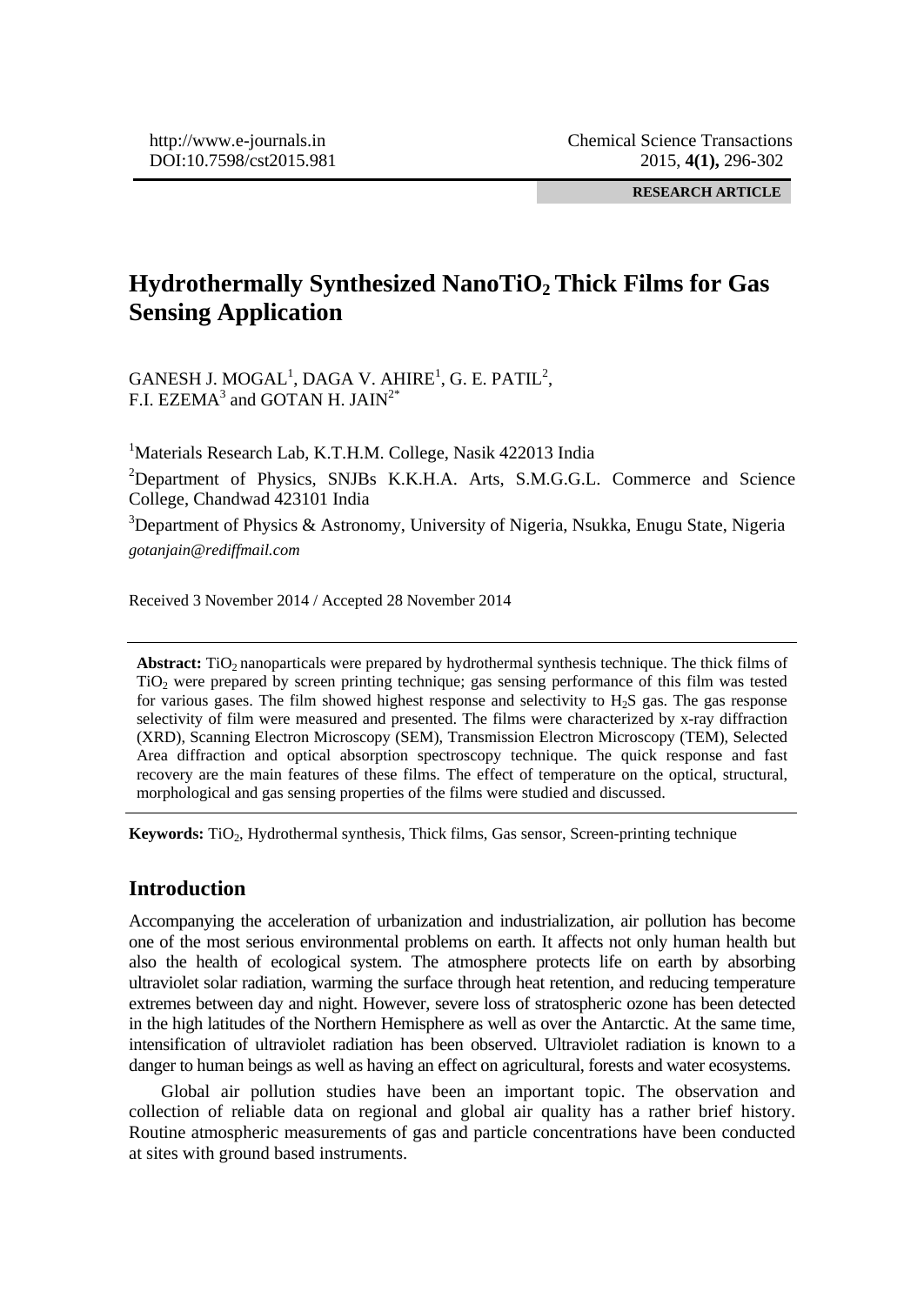RESEARCH ARTICLE

# Hydrothermally Synthesized Nano$TiO_2$ Thick Films for Gas Sensing Application

GANESH J. MOGAL[1], DAGA V. AHIRE[1], G. E. PATIL[2], F.I. EZEMA[3] and GOTAN H. JAIN[2*]

[1]Materials Research Lab, K.T.H.M. College, Nasik 422013 India

[2]Department of Physics, SNJBs K.K.H.A. Arts, S.M.G.G.L. Commerce and Science College, Chandwad 423101 India

[3]Department of Physics & Astronomy, University of Nigeria, Nsukka, Enugu State, Nigeria

*gotanjain@rediffmail.com*

Received 3 November 2014 / Accepted 28 November 2014

**Abstract:** $TiO_2$ nanoparticals were prepared by hydrothermal synthesis technique. The thick films of $TiO_2$ were prepared by screen printing technique; gas sensing performance of this film was tested for various gases. The film showed highest response and selectivity to $H_2S$ gas. The gas response selectivity of film were measured and presented. The films were characterized by x-ray diffraction (XRD), Scanning Electron Microscopy (SEM), Transmission Electron Microscopy (TEM), Selected Area diffraction and optical absorption spectroscopy technique. The quick response and fast recovery are the main features of these films. The effect of temperature on the optical, structural, morphological and gas sensing properties of the films were studied and discussed.

**Keywords:** $TiO_2$, Hydrothermal synthesis, Thick films, Gas sensor, Screen-printing technique

## Introduction

Accompanying the acceleration of urbanization and industrialization, air pollution has become one of the most serious environmental problems on earth. It affects not only human health but also the health of ecological system. The atmosphere protects life on earth by absorbing ultraviolet solar radiation, warming the surface through heat retention, and reducing temperature extremes between day and night. However, severe loss of stratospheric ozone has been detected in the high latitudes of the Northern Hemisphere as well as over the Antarctic. At the same time, intensification of ultraviolet radiation has been observed. Ultraviolet radiation is known to a danger to human beings as well as having an effect on agricultural, forests and water ecosystems.

Global air pollution studies have been an important topic. The observation and collection of reliable data on regional and global air quality has a rather brief history. Routine atmospheric measurements of gas and particle concentrations have been conducted at sites with ground based instruments.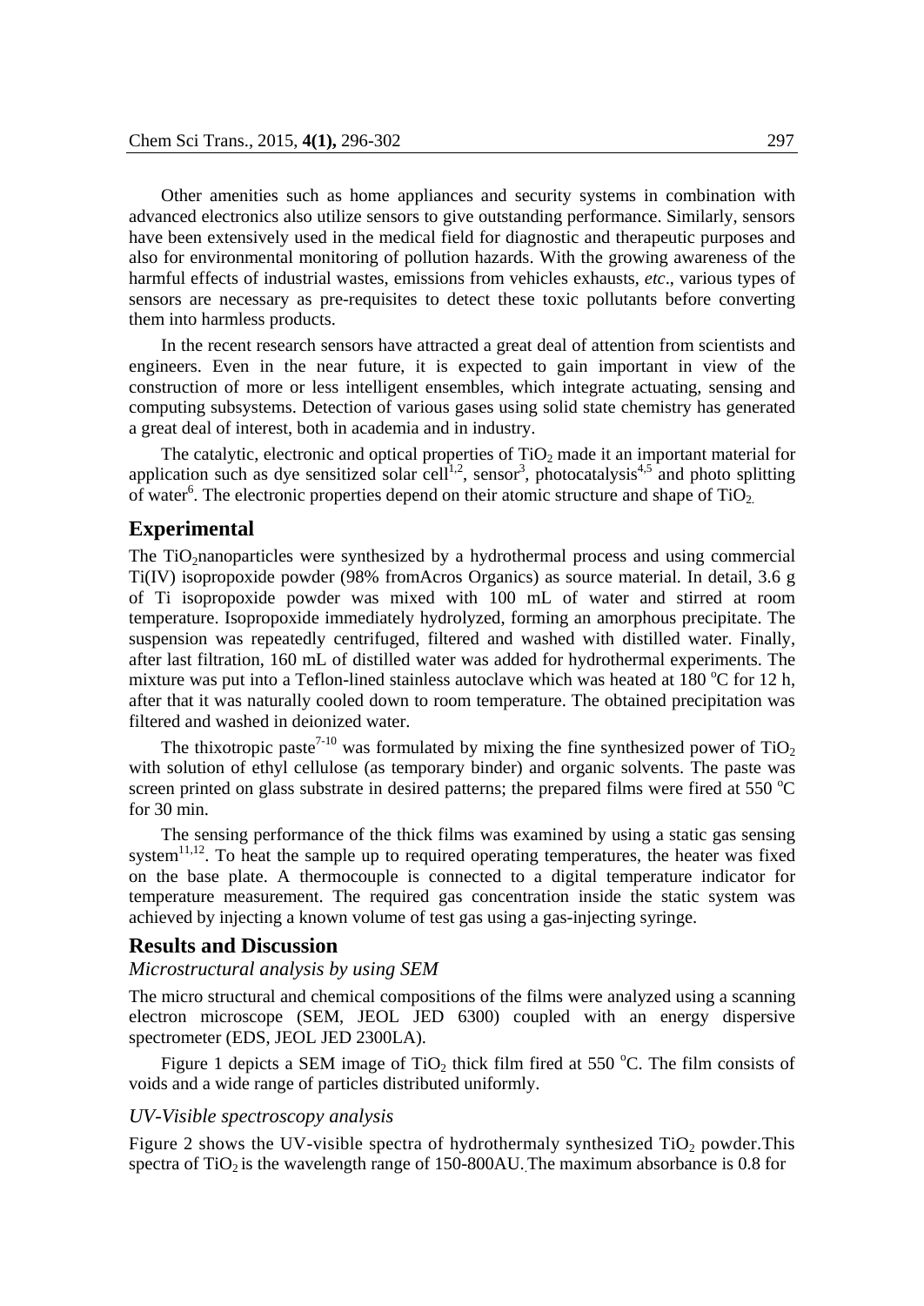Other amenities such as home appliances and security systems in combination with advanced electronics also utilize sensors to give outstanding performance. Similarly, sensors have been extensively used in the medical field for diagnostic and therapeutic purposes and also for environmental monitoring of pollution hazards. With the growing awareness of the harmful effects of industrial wastes, emissions from vehicles exhausts, *etc*., various types of sensors are necessary as pre-requisites to detect these toxic pollutants before converting them into harmless products.

In the recent research sensors have attracted a great deal of attention from scientists and engineers. Even in the near future, it is expected to gain important in view of the construction of more or less intelligent ensembles, which integrate actuating, sensing and computing subsystems. Detection of various gases using solid state chemistry has generated a great deal of interest, both in academia and in industry.

The catalytic, electronic and optical properties of $TiO_2$ made it an important material for application such as dye sensitized solar cell[1,2], sensor[3], photocatalysis[4,5] and photo splitting of water[6]. The electronic properties depend on their atomic structure and shape of $TiO_2$.

## Experimental

The $TiO_2$nanoparticles were synthesized by a hydrothermal process and using commercial Ti(IV) isopropoxide powder (98% fromAcros Organics) as source material. In detail, 3.6 g of Ti isopropoxide powder was mixed with 100 mL of water and stirred at room temperature. Isopropoxide immediately hydrolyzed, forming an amorphous precipitate. The suspension was repeatedly centrifuged, filtered and washed with distilled water. Finally, after last filtration, 160 mL of distilled water was added for hydrothermal experiments. The mixture was put into a Teflon-lined stainless autoclave which was heated at 180 °C for 12 h, after that it was naturally cooled down to room temperature. The obtained precipitation was filtered and washed in deionized water.

The thixotropic paste[7-10] was formulated by mixing the fine synthesized power of $TiO_2$ with solution of ethyl cellulose (as temporary binder) and organic solvents. The paste was screen printed on glass substrate in desired patterns; the prepared films were fired at 550 °C for 30 min.

The sensing performance of the thick films was examined by using a static gas sensing system[11,12]. To heat the sample up to required operating temperatures, the heater was fixed on the base plate. A thermocouple is connected to a digital temperature indicator for temperature measurement. The required gas concentration inside the static system was achieved by injecting a known volume of test gas using a gas-injecting syringe.

## Results and Discussion

### *Microstructural analysis by using SEM*

The micro structural and chemical compositions of the films were analyzed using a scanning electron microscope (SEM, JEOL JED 6300) coupled with an energy dispersive spectrometer (EDS, JEOL JED 2300LA).

Figure 1 depicts a SEM image of $TiO_2$ thick film fired at 550 °C. The film consists of voids and a wide range of particles distributed uniformly.

### *UV-Visible spectroscopy analysis*

Figure 2 shows the UV-visible spectra of hydrothermaly synthesized $TiO_2$ powder.This spectra of $TiO_2$ is the wavelength range of 150-800AU. The maximum absorbance is 0.8 for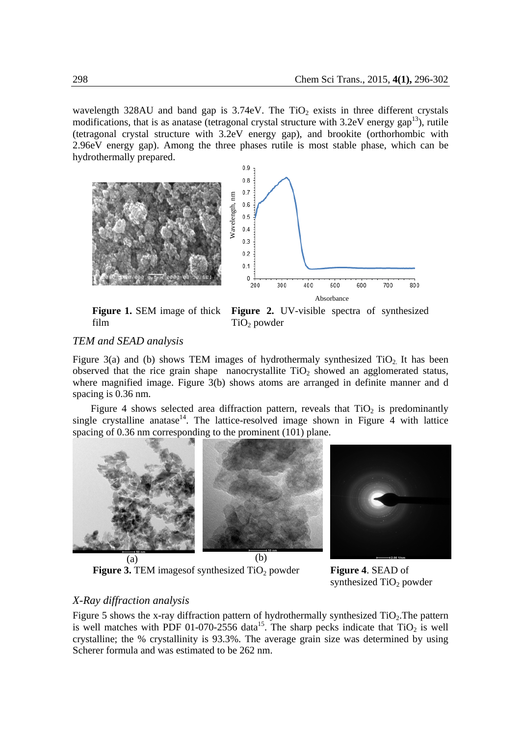wavelength 328AU and band gap is 3.74eV. The $TiO_2$ exists in three different crystals modifications, that is as anatase (tetragonal crystal structure with 3.2eV energy gap[13]), rutile (tetragonal crystal structure with 3.2eV energy gap), and brookite (orthorhombic with 2.96eV energy gap). Among the three phases rutile is most stable phase, which can be hydrothermally prepared.

**Figure 1.** SEM image of thick film

**Figure 2.** UV-visible spectra of synthesized $TiO_2$ powder

### *TEM and SEAD analysis*

Figure 3(a) and (b) shows TEM images of hydrothermaly synthesized $TiO_2$. It has been observed that the rice grain shape nanocrystallite $TiO_2$ showed an agglomerated status, where magnified image. Figure 3(b) shows atoms are arranged in definite manner and d spacing is 0.36 nm.

Figure 4 shows selected area diffraction pattern, reveals that $TiO_2$ is predominantly single crystalline anatase[14]. The lattice-resolved image shown in Figure 4 with lattice spacing of 0.36 nm corresponding to the prominent (101) plane.

**Figure 3.** TEM imagesof synthesized $TiO_2$ powder

**Figure 4**. SEAD of synthesized $TiO_2$ powder

### *X-Ray diffraction analysis*

Figure 5 shows the x-ray diffraction pattern of hydrothermally synthesized $TiO_2$.The pattern is well matches with PDF 01-070-2556 data[15]. The sharp pecks indicate that $TiO_2$ is well crystalline; the % crystallinity is 93.3%. The average grain size was determined by using Scherer formula and was estimated to be 262 nm.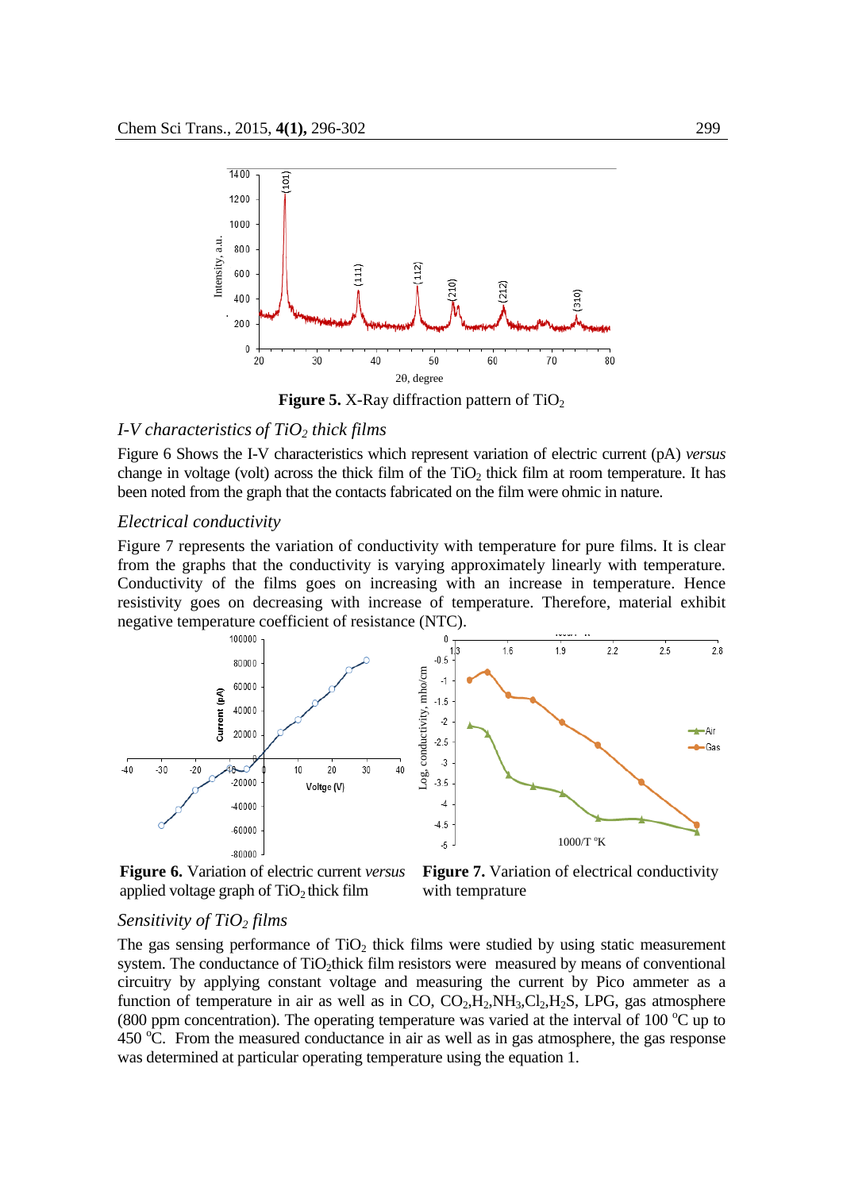**Figure 5.** X-Ray diffraction pattern of $TiO_2$

### *I-V characteristics of $TiO_2$ thick films*

Figure 6 Shows the I-V characteristics which represent variation of electric current (pA) *versus* change in voltage (volt) across the thick film of the $TiO_2$ thick film at room temperature. It has been noted from the graph that the contacts fabricated on the film were ohmic in nature.

### *Electrical conductivity*

Figure 7 represents the variation of conductivity with temperature for pure films. It is clear from the graphs that the conductivity is varying approximately linearly with temperature. Conductivity of the films goes on increasing with an increase in temperature. Hence resistivity goes on decreasing with increase of temperature. Therefore, material exhibit negative temperature coefficient of resistance (NTC).

**Figure 6.** Variation of electric current *versus* applied voltage graph of $TiO_2$ thick film

**Figure 7.** Variation of electrical conductivity with temprature

### *Sensitivity of $TiO_2$ films*

The gas sensing performance of $TiO_2$ thick films were studied by using static measurement system. The conductance of $TiO_2$thick film resistors were measured by means of conventional circuitry by applying constant voltage and measuring the current by Pico ammeter as a function of temperature in air as well as in CO, $CO_2$,$H_2$,$NH_3$,$Cl_2$,$H_2S$, LPG, gas atmosphere (800 ppm concentration). The operating temperature was varied at the interval of 100 $^{o}$C up to 450 $^{o}$C. From the measured conductance in air as well as in gas atmosphere, the gas response was determined at particular operating temperature using the equation 1.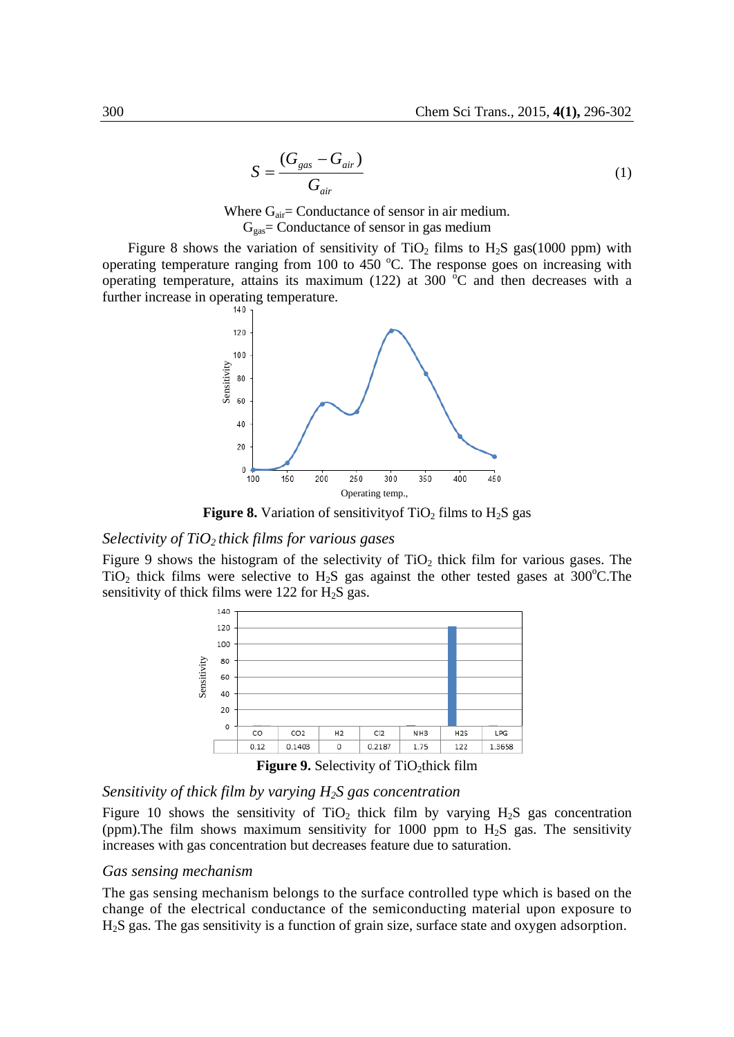$$S = \frac{(G_{gas} - G_{air})}{G_{air}} \tag{1}$$

Where $G_{air}$= Conductance of sensor in air medium.
$G_{gas}$= Conductance of sensor in gas medium

Figure 8 shows the variation of sensitivity of $TiO_2$ films to $H_2S$ gas(1000 ppm) with operating temperature ranging from 100 to 450 $^oC$. The response goes on increasing with operating temperature, attains its maximum (122) at 300 $^oC$ and then decreases with a further increase in operating temperature.

**Figure 8.** Variation of sensitivityof $TiO_2$ films to $H_2S$ gas

*Selectivity of $TiO_2$ thick films for various gases*

Figure 9 shows the histogram of the selectivity of $TiO_2$ thick film for various gases. The $TiO_2$ thick films were selective to $H_2S$ gas against the other tested gases at 300$^oC$.The sensitivity of thick films were 122 for $H_2S$ gas.

| | CO | CO2 | H2 | Cl2 | NH3 | H2S | LPG |
|---|---|---|---|---|---|---|---|
| Sensitivity | 0.12 | 0.1403 | 0 | 0.2187 | 1.75 | 122 | 1.3658 |

**Figure 9.** Selectivity of $TiO_2$thick film

*Sensitivity of thick film by varying $H_2S$ gas concentration*

Figure 10 shows the sensitivity of $TiO_2$ thick film by varying $H_2S$ gas concentration (ppm).The film shows maximum sensitivity for 1000 ppm to $H_2S$ gas. The sensitivity increases with gas concentration but decreases feature due to saturation.

*Gas sensing mechanism*

The gas sensing mechanism belongs to the surface controlled type which is based on the change of the electrical conductance of the semiconducting material upon exposure to $H_2S$ gas. The gas sensitivity is a function of grain size, surface state and oxygen adsorption.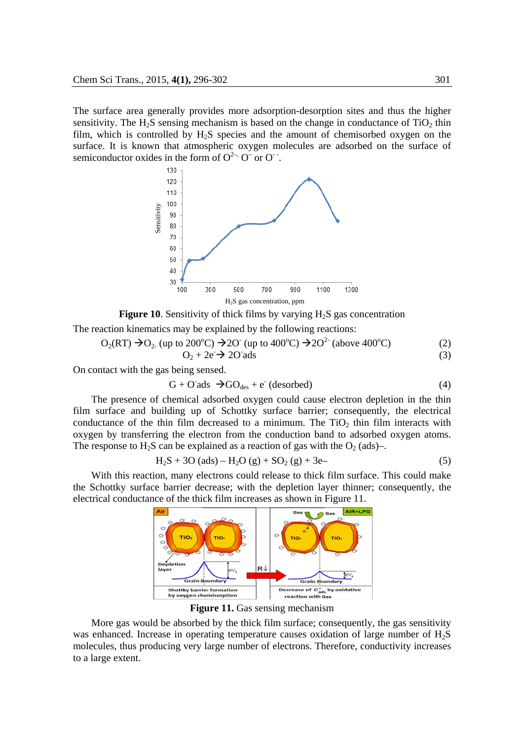The surface area generally provides more adsorption-desorption sites and thus the higher sensitivity. The $H_2S$ sensing mechanism is based on the change in conductance of $TiO_2$ thin film, which is controlled by $H_2S$ species and the amount of chemisorbed oxygen on the surface. It is known that atmospheric oxygen molecules are adsorbed on the surface of semiconductor oxides in the form of $O^{2-}$, $O^-$ or $O^{-}$.

**Figure 10**. Sensitivity of thick films by varying $H_2S$ gas concentration

The reaction kinematics may be explained by the following reactions:

$$O_2(RT) \rightarrow O_{2-} \text{ (up to } 200^oC) \rightarrow 2O^- \text{ (up to } 400^oC) \rightarrow 2O^{2-} \text{ (above } 400^oC) \quad (2)$$

$$O_2 + 2e^- \rightarrow 2O^- ads \quad (3)$$

On contact with the gas being sensed.

$$G + O^- ads \rightarrow GO_{des} + e^- \text{ (desorbed)} \quad (4)$$

The presence of chemical adsorbed oxygen could cause electron depletion in the thin film surface and building up of Schottky surface barrier; consequently, the electrical conductance of the thin film decreased to a minimum. The $TiO_2$ thin film interacts with oxygen by transferring the electron from the conduction band to adsorbed oxygen atoms. The response to $H_2S$ can be explained as a reaction of gas with the $O_2$ (ads)–.

$$H_2S + 3O \text{ (ads)} – H_2O \text{ (g)} + SO_2 \text{ (g)} + 3e– \quad (5)$$

With this reaction, many electrons could release to thick film surface. This could make the Schottky surface barrier decrease; with the depletion layer thinner; consequently, the electrical conductance of the thick film increases as shown in Figure 11.

**Figure 11.** Gas sensing mechanism

More gas would be absorbed by the thick film surface; consequently, the gas sensitivity was enhanced. Increase in operating temperature causes oxidation of large number of $H_2S$ molecules, thus producing very large number of electrons. Therefore, conductivity increases to a large extent.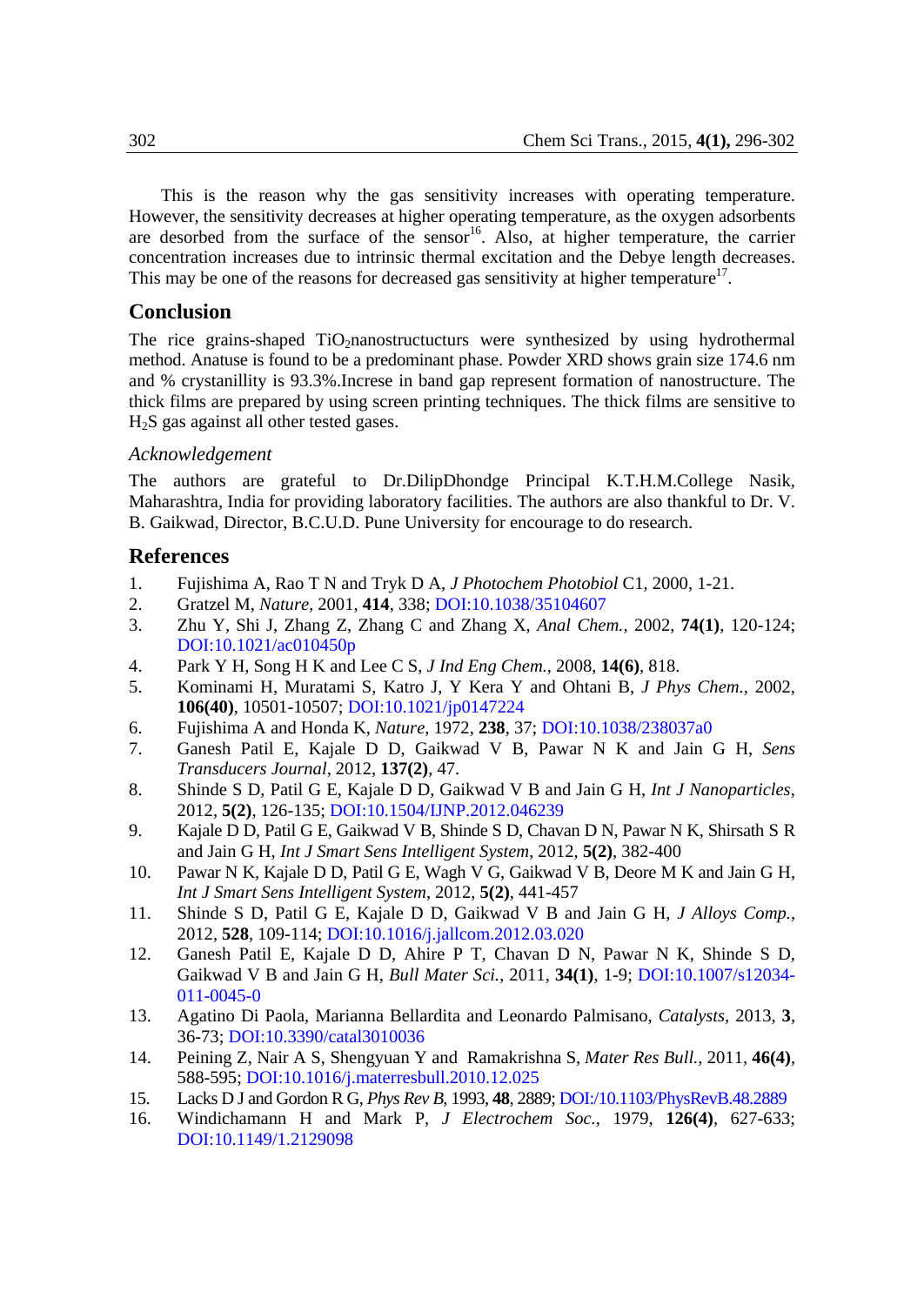This is the reason why the gas sensitivity increases with operating temperature. However, the sensitivity decreases at higher operating temperature, as the oxygen adsorbents are desorbed from the surface of the sensor[16]. Also, at higher temperature, the carrier concentration increases due to intrinsic thermal excitation and the Debye length decreases. This may be one of the reasons for decreased gas sensitivity at higher temperature[17].

## Conclusion

The rice grains-shaped $TiO_2$nanostructucturs were synthesized by using hydrothermal method. Anatuse is found to be a predominant phase. Powder XRD shows grain size 174.6 nm and % crystanillity is 93.3%.Increse in band gap represent formation of nanostructure. The thick films are prepared by using screen printing techniques. The thick films are sensitive to $H_2S$ gas against all other tested gases.

### *Acknowledgement*

The authors are grateful to Dr.DilipDhondge Principal K.T.H.M.College Nasik, Maharashtra, India for providing laboratory facilities. The authors are also thankful to Dr. V. B. Gaikwad, Director, B.C.U.D. Pune University for encourage to do research.

## References

1. Fujishima A, Rao T N and Tryk D A, *J Photochem Photobiol* C1, 2000, 1-21.
2. Gratzel M, *Nature*, 2001, **414**, 338; DOI:10.1038/35104607
3. Zhu Y, Shi J, Zhang Z, Zhang C and Zhang X, *Anal Chem.*, 2002, **74(1)**, 120-124; DOI:10.1021/ac010450p
4. Park Y H, Song H K and Lee C S, *J Ind Eng Chem.*, 2008, **14(6)**, 818.
5. Kominami H, Muratami S, Katro J, Y Kera Y and Ohtani B, *J Phys Chem.*, 2002, **106(40)**, 10501-10507; DOI:10.1021/jp0147224
6. Fujishima A and Honda K, *Nature*, 1972, **238**, 37; DOI:10.1038/238037a0
7. Ganesh Patil E, Kajale D D, Gaikwad V B, Pawar N K and Jain G H, *Sens Transducers Journal*, 2012, **137(2)**, 47.
8. Shinde S D, Patil G E, Kajale D D, Gaikwad V B and Jain G H, *Int J Nanoparticles*, 2012, **5(2)**, 126-135; DOI:10.1504/IJNP.2012.046239
9. Kajale D D, Patil G E, Gaikwad V B, Shinde S D, Chavan D N, Pawar N K, Shirsath S R and Jain G H, *Int J Smart Sens Intelligent System*, 2012, **5(2)**, 382-400
10. Pawar N K, Kajale D D, Patil G E, Wagh V G, Gaikwad V B, Deore M K and Jain G H, *Int J Smart Sens Intelligent System*, 2012, **5(2)**, 441-457
11. Shinde S D, Patil G E, Kajale D D, Gaikwad V B and Jain G H, *J Alloys Comp.*, 2012, **528**, 109-114; DOI:10.1016/j.jallcom.2012.03.020
12. Ganesh Patil E, Kajale D D, Ahire P T, Chavan D N, Pawar N K, Shinde S D, Gaikwad V B and Jain G H, *Bull Mater Sci.*, 2011, **34(1)**, 1-9; DOI:10.1007/s12034-011-0045-0
13. Agatino Di Paola, Marianna Bellardita and Leonardo Palmisano, *Catalysts*, 2013, **3**, 36-73; DOI:10.3390/catal3010036
14. Peining Z, Nair A S, Shengyuan Y and Ramakrishna S, *Mater Res Bull.*, 2011, **46(4)**, 588-595; DOI:10.1016/j.materresbull.2010.12.025
15. Lacks D J and Gordon R G, *Phys Rev B*, 1993, **48**, 2889; DOI:/10.1103/PhysRevB.48.2889
16. Windichamann H and Mark P, *J Electrochem Soc.*, 1979, **126(4)**, 627-633; DOI:10.1149/1.2129098